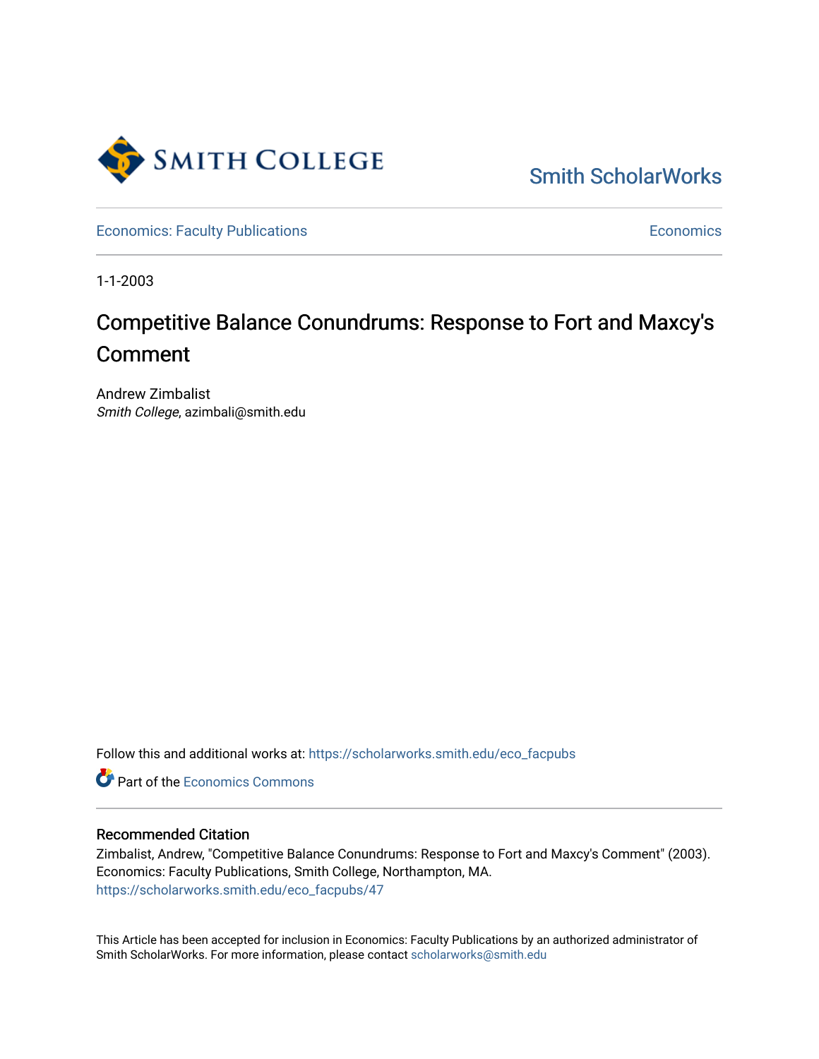Smith ScholarWorks

Economics: Faculty Publications

Economics

1-1-2003

# Competitive Balance Conundrums: Response to Fort and Maxcy's Comment

Andrew Zimbalist
*Smith College*, azimbali@smith.edu

Follow this and additional works at: https://scholarworks.smith.edu/eco_facpubs

Part of the Economics Commons

## Recommended Citation

Zimbalist, Andrew, "Competitive Balance Conundrums: Response to Fort and Maxcy's Comment" (2003). Economics: Faculty Publications, Smith College, Northampton, MA.
https://scholarworks.smith.edu/eco_facpubs/47

This Article has been accepted for inclusion in Economics: Faculty Publications by an authorized administrator of Smith ScholarWorks. For more information, please contact scholarworks@smith.edu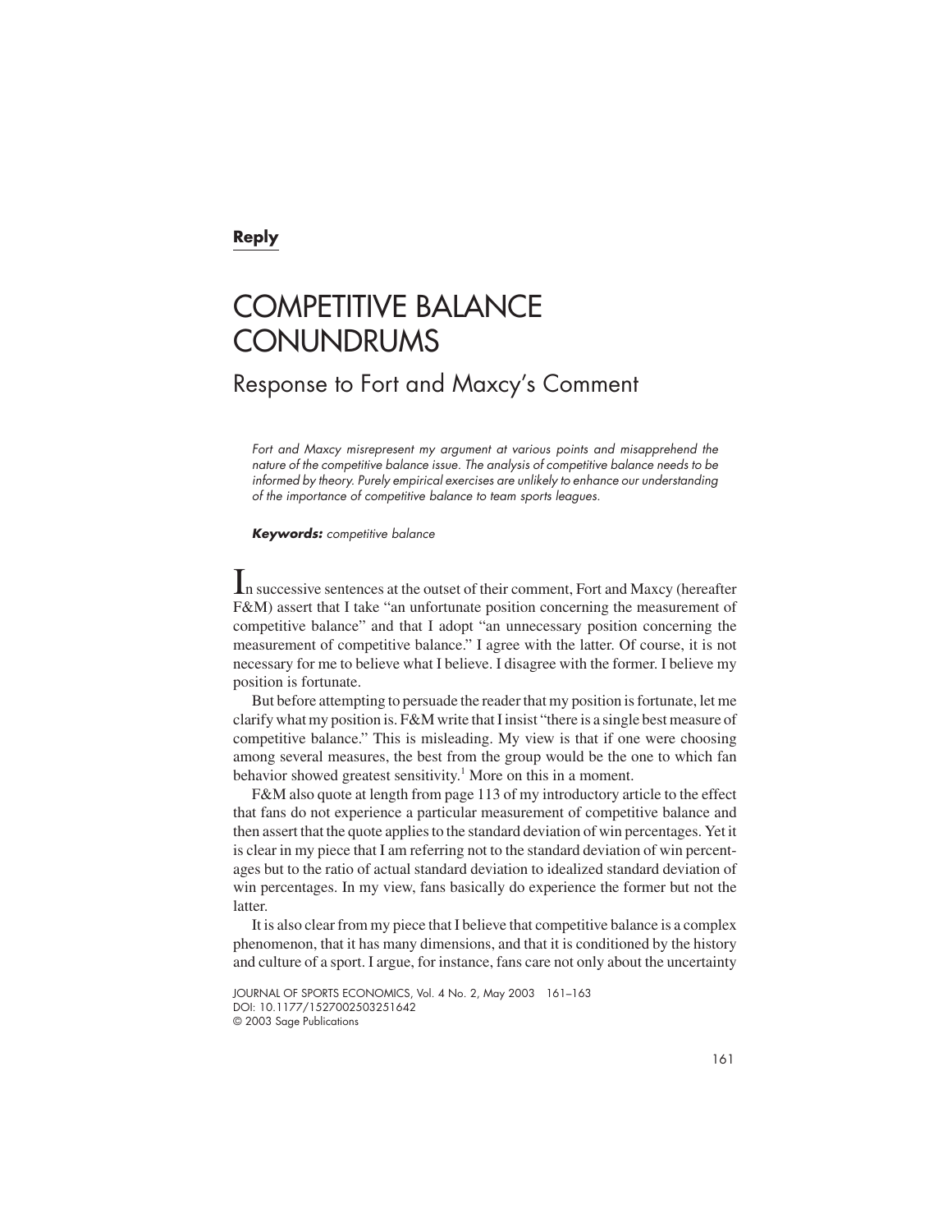**Reply**

# COMPETITIVE BALANCE CONUNDRUMS

## Response to Fort and Maxcy's Comment

*Fort and Maxcy misrepresent my argument at various points and misapprehend the nature of the competitive balance issue. The analysis of competitive balance needs to be informed by theory. Purely empirical exercises are unlikely to enhance our understanding of the importance of competitive balance to team sports leagues.*

***Keywords:*** *competitive balance*

In successive sentences at the outset of their comment, Fort and Maxcy (hereafter F&M) assert that I take "an unfortunate position concerning the measurement of competitive balance" and that I adopt "an unnecessary position concerning the measurement of competitive balance." I agree with the latter. Of course, it is not necessary for me to believe what I believe. I disagree with the former. I believe my position is fortunate.

But before attempting to persuade the reader that my position is fortunate, let me clarify what my position is. F&M write that I insist "there is a single best measure of competitive balance." This is misleading. My view is that if one were choosing among several measures, the best from the group would be the one to which fan behavior showed greatest sensitivity.[1] More on this in a moment.

F&M also quote at length from page 113 of my introductory article to the effect that fans do not experience a particular measurement of competitive balance and then assert that the quote applies to the standard deviation of win percentages. Yet it is clear in my piece that I am referring not to the standard deviation of win percentages but to the ratio of actual standard deviation to idealized standard deviation of win percentages. In my view, fans basically do experience the former but not the latter.

It is also clear from my piece that I believe that competitive balance is a complex phenomenon, that it has many dimensions, and that it is conditioned by the history and culture of a sport. I argue, for instance, fans care not only about the uncertainty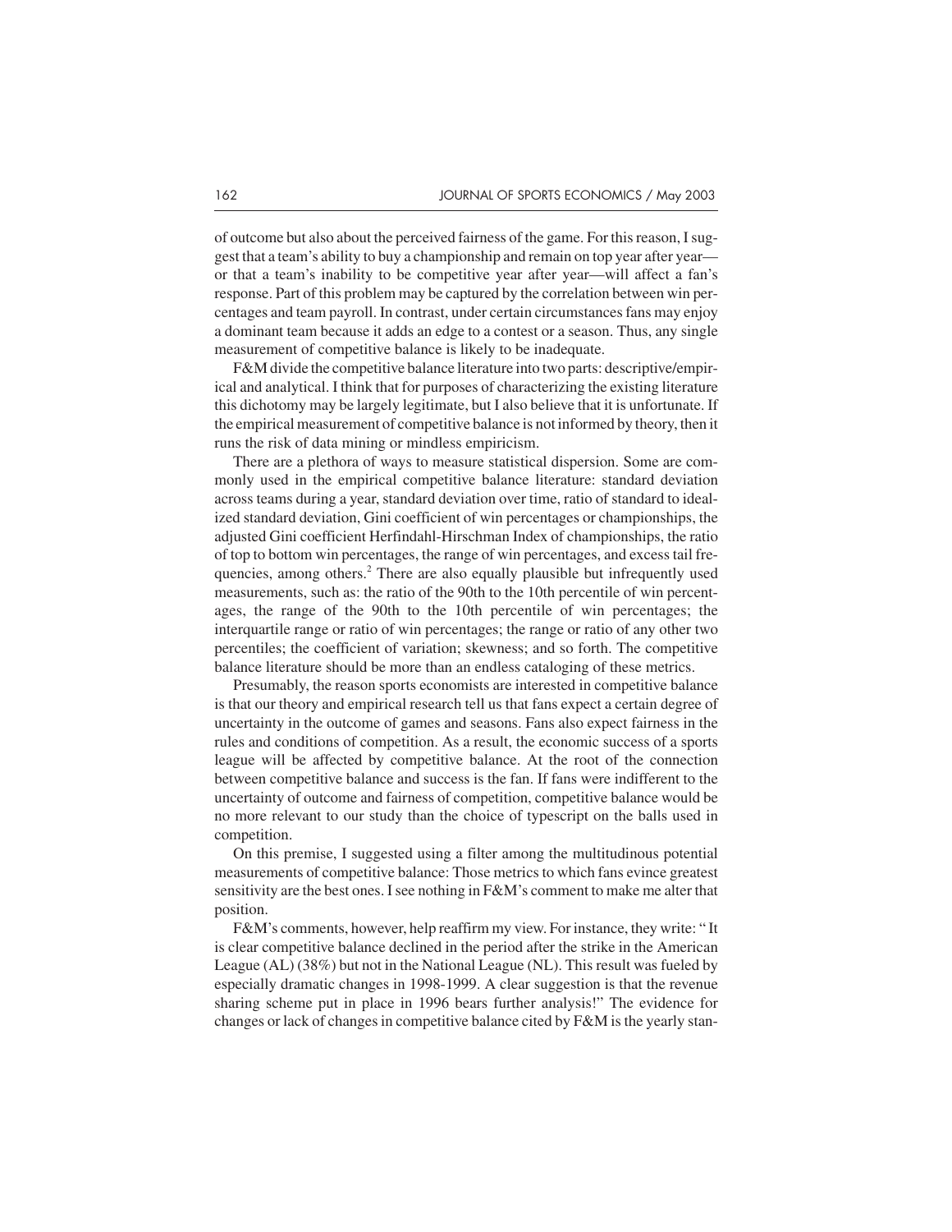of outcome but also about the perceived fairness of the game. For this reason, I suggest that a team's ability to buy a championship and remain on top year after year—or that a team's inability to be competitive year after year—will affect a fan's response. Part of this problem may be captured by the correlation between win percentages and team payroll. In contrast, under certain circumstances fans may enjoy a dominant team because it adds an edge to a contest or a season. Thus, any single measurement of competitive balance is likely to be inadequate.

F&M divide the competitive balance literature into two parts: descriptive/empirical and analytical. I think that for purposes of characterizing the existing literature this dichotomy may be largely legitimate, but I also believe that it is unfortunate. If the empirical measurement of competitive balance is not informed by theory, then it runs the risk of data mining or mindless empiricism.

There are a plethora of ways to measure statistical dispersion. Some are commonly used in the empirical competitive balance literature: standard deviation across teams during a year, standard deviation over time, ratio of standard to idealized standard deviation, Gini coefficient of win percentages or championships, the adjusted Gini coefficient Herfindahl-Hirschman Index of championships, the ratio of top to bottom win percentages, the range of win percentages, and excess tail frequencies, among others.[2] There are also equally plausible but infrequently used measurements, such as: the ratio of the 90th to the 10th percentile of win percentages, the range of the 90th to the 10th percentile of win percentages; the interquartile range or ratio of win percentages; the range or ratio of any other two percentiles; the coefficient of variation; skewness; and so forth. The competitive balance literature should be more than an endless cataloging of these metrics.

Presumably, the reason sports economists are interested in competitive balance is that our theory and empirical research tell us that fans expect a certain degree of uncertainty in the outcome of games and seasons. Fans also expect fairness in the rules and conditions of competition. As a result, the economic success of a sports league will be affected by competitive balance. At the root of the connection between competitive balance and success is the fan. If fans were indifferent to the uncertainty of outcome and fairness of competition, competitive balance would be no more relevant to our study than the choice of typescript on the balls used in competition.

On this premise, I suggested using a filter among the multitudinous potential measurements of competitive balance: Those metrics to which fans evince greatest sensitivity are the best ones. I see nothing in F&M's comment to make me alter that position.

F&M's comments, however, help reaffirm my view. For instance, they write: "It is clear competitive balance declined in the period after the strike in the American League (AL) (38%) but not in the National League (NL). This result was fueled by especially dramatic changes in 1998-1999. A clear suggestion is that the revenue sharing scheme put in place in 1996 bears further analysis!" The evidence for changes or lack of changes in competitive balance cited by F&M is the yearly stan-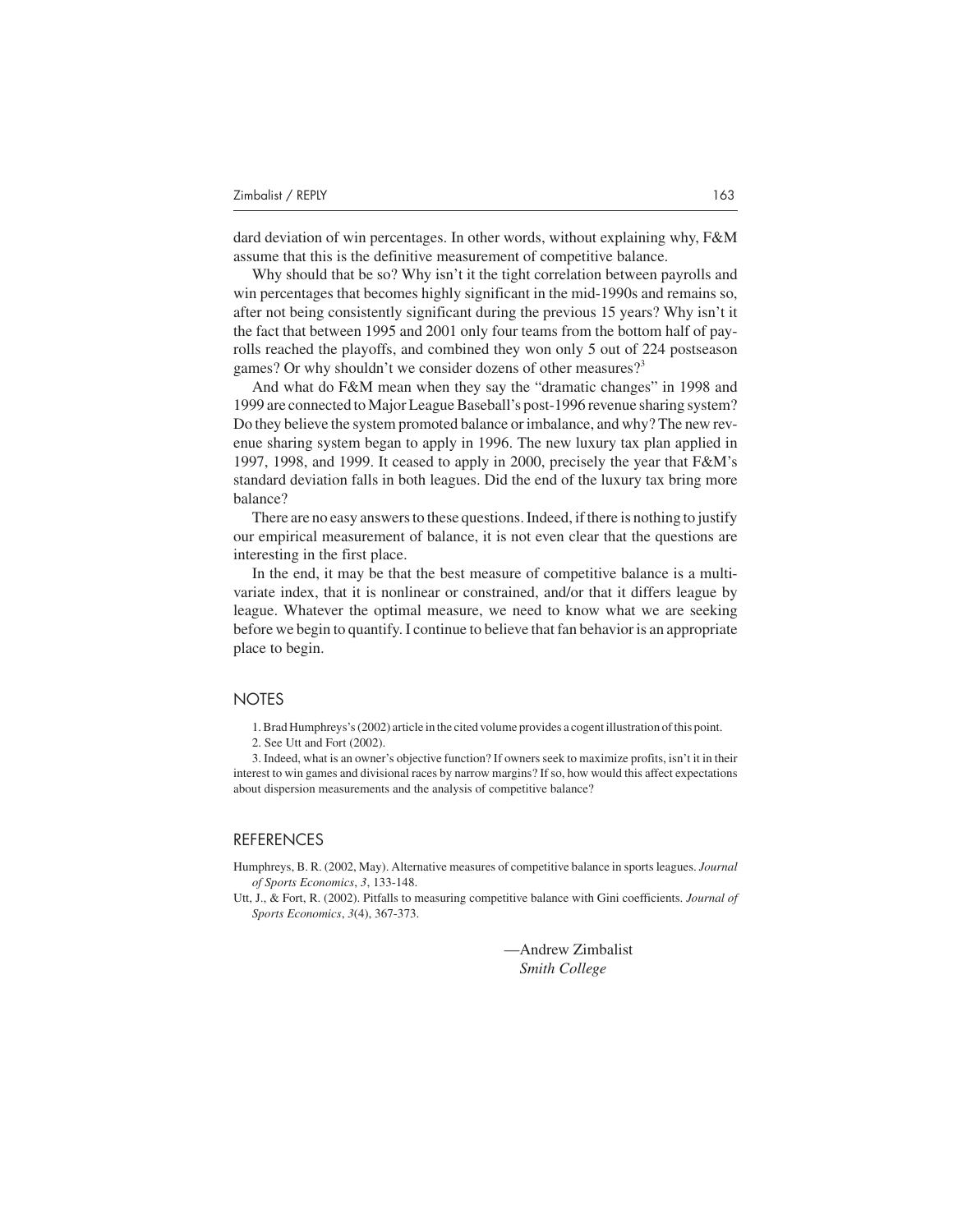dard deviation of win percentages. In other words, without explaining why, F&M assume that this is the definitive measurement of competitive balance.

Why should that be so? Why isn't it the tight correlation between payrolls and win percentages that becomes highly significant in the mid-1990s and remains so, after not being consistently significant during the previous 15 years? Why isn't it the fact that between 1995 and 2001 only four teams from the bottom half of payrolls reached the playoffs, and combined they won only 5 out of 224 postseason games? Or why shouldn't we consider dozens of other measures?[3]

And what do F&M mean when they say the "dramatic changes" in 1998 and 1999 are connected to Major League Baseball's post-1996 revenue sharing system? Do they believe the system promoted balance or imbalance, and why? The new revenue sharing system began to apply in 1996. The new luxury tax plan applied in 1997, 1998, and 1999. It ceased to apply in 2000, precisely the year that F&M's standard deviation falls in both leagues. Did the end of the luxury tax bring more balance?

There are no easy answers to these questions. Indeed, if there is nothing to justify our empirical measurement of balance, it is not even clear that the questions are interesting in the first place.

In the end, it may be that the best measure of competitive balance is a multivariate index, that it is nonlinear or constrained, and/or that it differs league by league. Whatever the optimal measure, we need to know what we are seeking before we begin to quantify. I continue to believe that fan behavior is an appropriate place to begin.

## NOTES

1. Brad Humphreys's (2002) article in the cited volume provides a cogent illustration of this point.

2. See Utt and Fort (2002).

3. Indeed, what is an owner's objective function? If owners seek to maximize profits, isn't it in their interest to win games and divisional races by narrow margins? If so, how would this affect expectations about dispersion measurements and the analysis of competitive balance?

## REFERENCES

Humphreys, B. R. (2002, May). Alternative measures of competitive balance in sports leagues. *Journal of Sports Economics*, *3*, 133-148.

Utt, J., & Fort, R. (2002). Pitfalls to measuring competitive balance with Gini coefficients. *Journal of Sports Economics*, *3*(4), 367-373.

—Andrew Zimbalist
*Smith College*